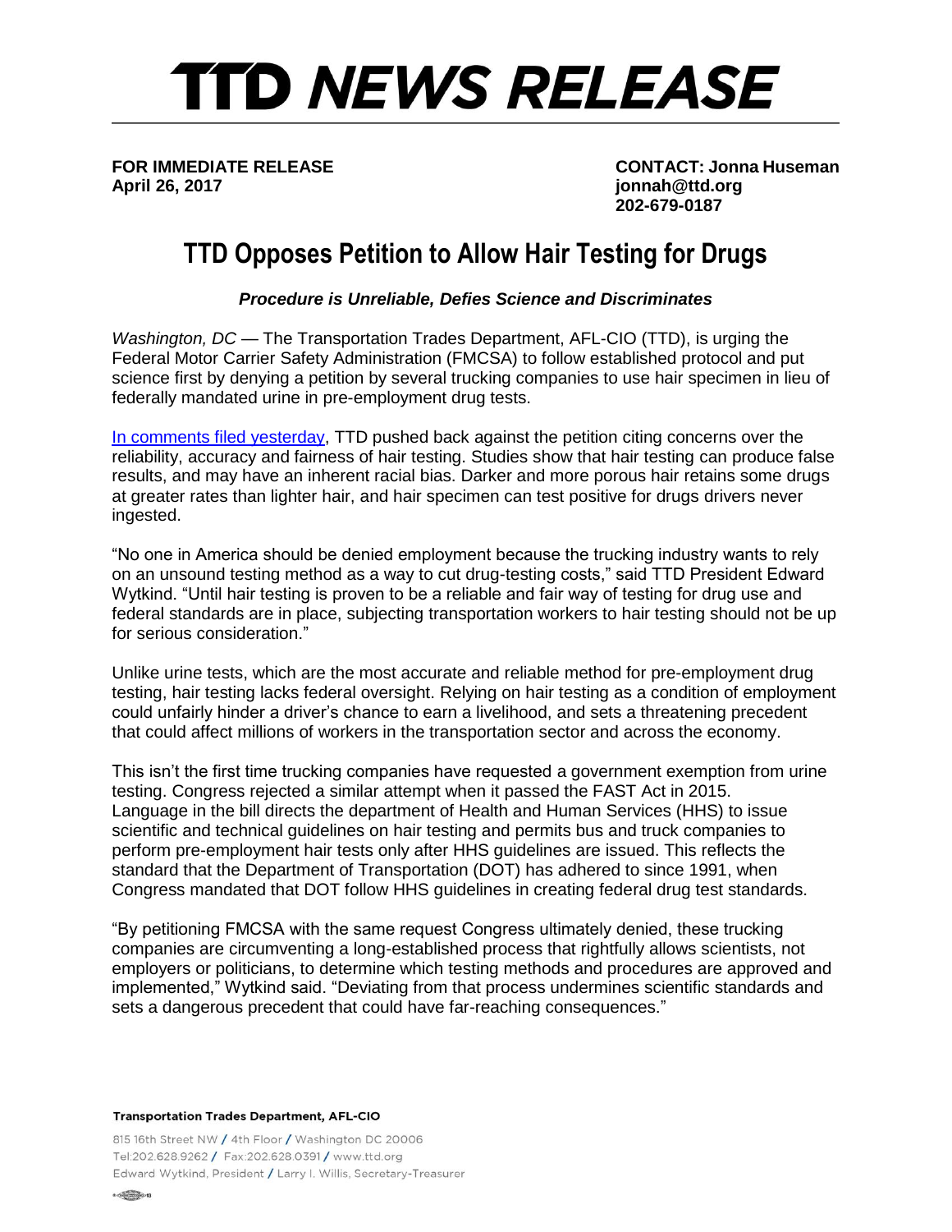# TTD NEWS RELEASE

**FOR IMMEDIATE RELEASE**
**April 26, 2017**

**CONTACT: Jonna Huseman**
**jonnah@ttd.org**
**202-679-0187**

## TTD Opposes Petition to Allow Hair Testing for Drugs

***Procedure is Unreliable, Defies Science and Discriminates***

*Washington, DC* — The Transportation Trades Department, AFL-CIO (TTD), is urging the Federal Motor Carrier Safety Administration (FMCSA) to follow established protocol and put science first by denying a petition by several trucking companies to use hair specimen in lieu of federally mandated urine in pre-employment drug tests.

In comments filed yesterday, TTD pushed back against the petition citing concerns over the reliability, accuracy and fairness of hair testing. Studies show that hair testing can produce false results, and may have an inherent racial bias. Darker and more porous hair retains some drugs at greater rates than lighter hair, and hair specimen can test positive for drugs drivers never ingested.

"No one in America should be denied employment because the trucking industry wants to rely on an unsound testing method as a way to cut drug-testing costs," said TTD President Edward Wytkind. "Until hair testing is proven to be a reliable and fair way of testing for drug use and federal standards are in place, subjecting transportation workers to hair testing should not be up for serious consideration."

Unlike urine tests, which are the most accurate and reliable method for pre-employment drug testing, hair testing lacks federal oversight. Relying on hair testing as a condition of employment could unfairly hinder a driver's chance to earn a livelihood, and sets a threatening precedent that could affect millions of workers in the transportation sector and across the economy.

This isn't the first time trucking companies have requested a government exemption from urine testing. Congress rejected a similar attempt when it passed the FAST Act in 2015. Language in the bill directs the department of Health and Human Services (HHS) to issue scientific and technical guidelines on hair testing and permits bus and truck companies to perform pre-employment hair tests only after HHS guidelines are issued. This reflects the standard that the Department of Transportation (DOT) has adhered to since 1991, when Congress mandated that DOT follow HHS guidelines in creating federal drug test standards.

"By petitioning FMCSA with the same request Congress ultimately denied, these trucking companies are circumventing a long-established process that rightfully allows scientists, not employers or politicians, to determine which testing methods and procedures are approved and implemented," Wytkind said. "Deviating from that process undermines scientific standards and sets a dangerous precedent that could have far-reaching consequences."

**Transportation Trades Department, AFL-CIO**

815 16th Street NW / 4th Floor / Washington DC 20006
Tel:202.628.9262 / Fax:202.628.0391 / www.ttd.org
Edward Wytkind, President / Larry I. Willis, Secretary-Treasurer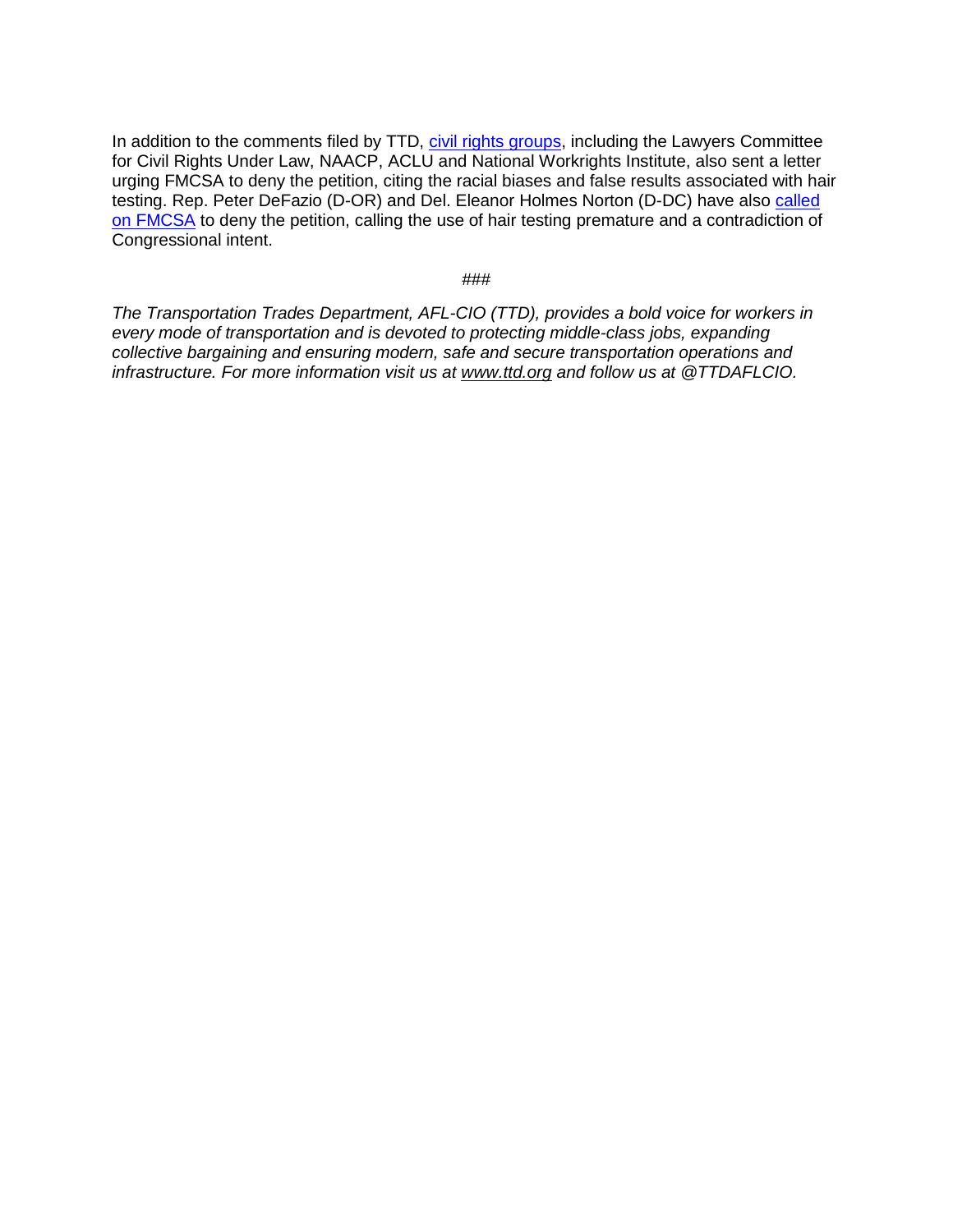In addition to the comments filed by TTD, civil rights groups, including the Lawyers Committee for Civil Rights Under Law, NAACP, ACLU and National Workrights Institute, also sent a letter urging FMCSA to deny the petition, citing the racial biases and false results associated with hair testing. Rep. Peter DeFazio (D-OR) and Del. Eleanor Holmes Norton (D-DC) have also called on FMCSA to deny the petition, calling the use of hair testing premature and a contradiction of Congressional intent.

###

*The Transportation Trades Department, AFL-CIO (TTD), provides a bold voice for workers in every mode of transportation and is devoted to protecting middle-class jobs, expanding collective bargaining and ensuring modern, safe and secure transportation operations and infrastructure. For more information visit us at www.ttd.org and follow us at @TTDAFLCIO.*